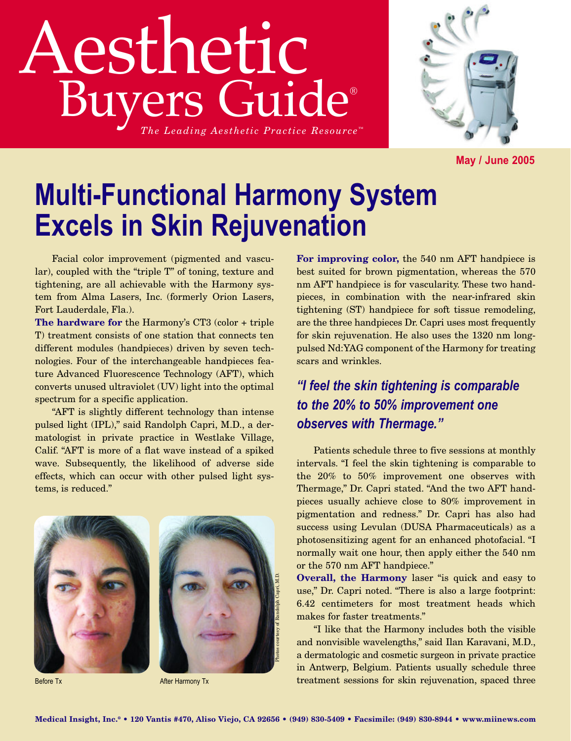# Aesthetic Buyers Guide®

*The Leading Aesthetic Practice Resource™*

May / June 2005

# Multi-Functional Harmony System Excels in Skin Rejuvenation

Facial color improvement (pigmented and vascular), coupled with the "triple T" of toning, texture and tightening, are all achievable with the Harmony system from Alma Lasers, Inc. (formerly Orion Lasers, Fort Lauderdale, Fla.).

**The hardware for** the Harmony's CT3 (color + triple T) treatment consists of one station that connects ten different modules (handpieces) driven by seven technologies. Four of the interchangeable handpieces feature Advanced Fluorescence Technology (AFT), which converts unused ultraviolet (UV) light into the optimal spectrum for a specific application.

"AFT is slightly different technology than intense pulsed light (IPL)," said Randolph Capri, M.D., a dermatologist in private practice in Westlake Village, Calif. "AFT is more of a flat wave instead of a spiked wave. Subsequently, the likelihood of adverse side effects, which can occur with other pulsed light systems, is reduced."

Before Tx

After Harmony Tx

Photos courtesy of Randolph Capri, M.D.

**For improving color,** the 540 nm AFT handpiece is best suited for brown pigmentation, whereas the 570 nm AFT handpiece is for vascularity. These two handpieces, in combination with the near-infrared skin tightening (ST) handpiece for soft tissue remodeling, are the three handpieces Dr. Capri uses most frequently for skin rejuvenation. He also uses the 1320 nm long-pulsed Nd:YAG component of the Harmony for treating scars and wrinkles.

> ***"I feel the skin tightening is comparable to the 20% to 50% improvement one observes with Thermage."***

Patients schedule three to five sessions at monthly intervals. "I feel the skin tightening is comparable to the 20% to 50% improvement one observes with Thermage," Dr. Capri stated. "And the two AFT handpieces usually achieve close to 80% improvement in pigmentation and redness." Dr. Capri has also had success using Levulan (DUSA Pharmaceuticals) as a photosensitizing agent for an enhanced photofacial. "I normally wait one hour, then apply either the 540 nm or the 570 nm AFT handpiece."

**Overall, the Harmony** laser "is quick and easy to use," Dr. Capri noted. "There is also a large footprint: 6.42 centimeters for most treatment heads which makes for faster treatments."

"I like that the Harmony includes both the visible and nonvisible wavelengths," said Ilan Karavani, M.D., a dermatologic and cosmetic surgeon in private practice in Antwerp, Belgium. Patients usually schedule three treatment sessions for skin rejuvenation, spaced three

**Medical Insight, Inc.® • 120 Vantis #470, Aliso Viejo, CA 92656 • (949) 830-5409 • Facsimile: (949) 830-8944 • www.miinews.com**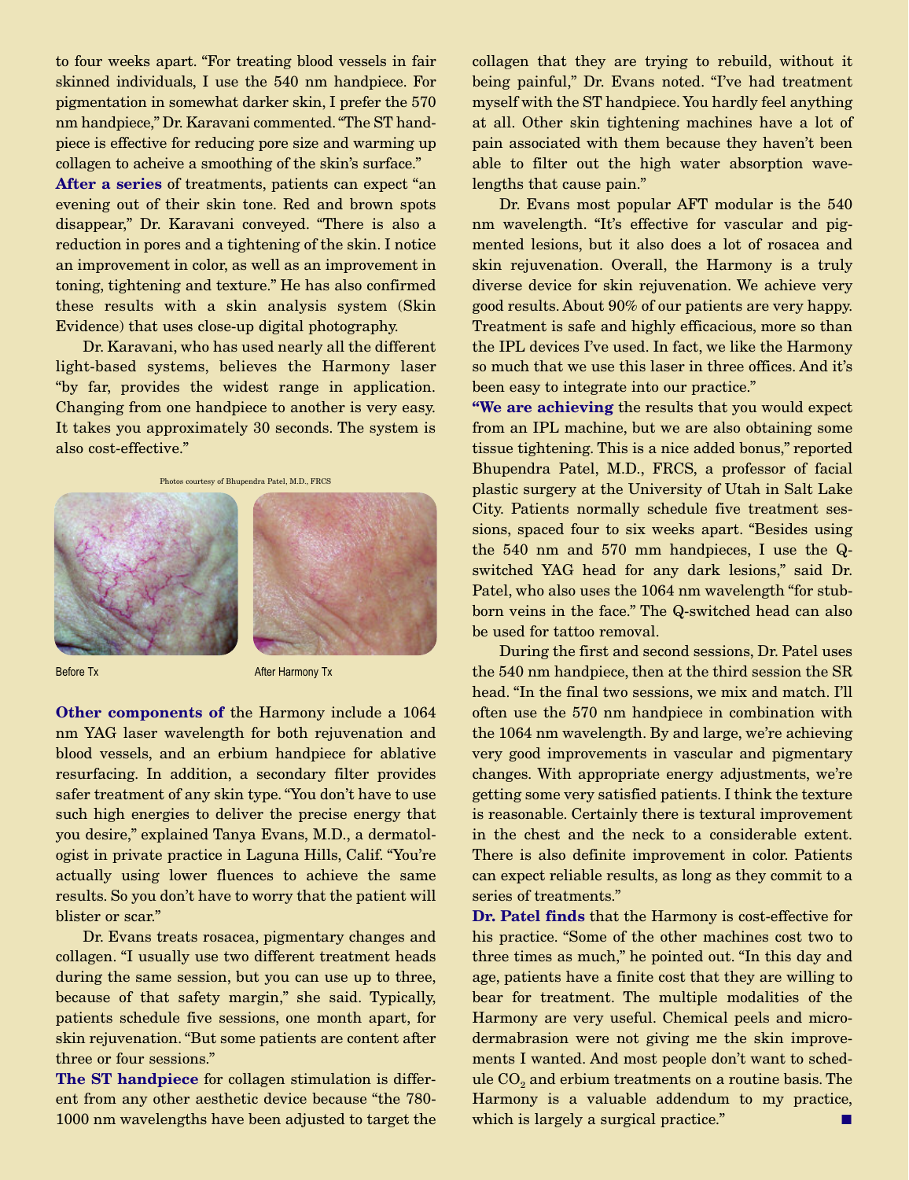to four weeks apart. "For treating blood vessels in fair skinned individuals, I use the 540 nm handpiece. For pigmentation in somewhat darker skin, I prefer the 570 nm handpiece," Dr. Karavani commented. "The ST handpiece is effective for reducing pore size and warming up collagen to acheive a smoothing of the skin's surface."

**After a series** of treatments, patients can expect "an evening out of their skin tone. Red and brown spots disappear," Dr. Karavani conveyed. "There is also a reduction in pores and a tightening of the skin. I notice an improvement in color, as well as an improvement in toning, tightening and texture." He has also confirmed these results with a skin analysis system (Skin Evidence) that uses close-up digital photography.

Dr. Karavani, who has used nearly all the different light-based systems, believes the Harmony laser "by far, provides the widest range in application. Changing from one handpiece to another is very easy. It takes you approximately 30 seconds. The system is also cost-effective."

Photos courtesy of Bhupendra Patel, M.D., FRCS

Before Tx

After Harmony Tx

**Other components of** the Harmony include a 1064 nm YAG laser wavelength for both rejuvenation and blood vessels, and an erbium handpiece for ablative resurfacing. In addition, a secondary filter provides safer treatment of any skin type. "You don't have to use such high energies to deliver the precise energy that you desire," explained Tanya Evans, M.D., a dermatologist in private practice in Laguna Hills, Calif. "You're actually using lower fluences to achieve the same results. So you don't have to worry that the patient will blister or scar."

Dr. Evans treats rosacea, pigmentary changes and collagen. "I usually use two different treatment heads during the same session, but you can use up to three, because of that safety margin," she said. Typically, patients schedule five sessions, one month apart, for skin rejuvenation. "But some patients are content after three or four sessions."

**The ST handpiece** for collagen stimulation is different from any other aesthetic device because "the 780-1000 nm wavelengths have been adjusted to target the collagen that they are trying to rebuild, without it being painful," Dr. Evans noted. "I've had treatment myself with the ST handpiece. You hardly feel anything at all. Other skin tightening machines have a lot of pain associated with them because they haven't been able to filter out the high water absorption wavelengths that cause pain."

Dr. Evans most popular AFT modular is the 540 nm wavelength. "It's effective for vascular and pigmented lesions, but it also does a lot of rosacea and skin rejuvenation. Overall, the Harmony is a truly diverse device for skin rejuvenation. We achieve very good results. About 90% of our patients are very happy. Treatment is safe and highly efficacious, more so than the IPL devices I've used. In fact, we like the Harmony so much that we use this laser in three offices. And it's been easy to integrate into our practice."

**"We are achieving** the results that you would expect from an IPL machine, but we are also obtaining some tissue tightening. This is a nice added bonus," reported Bhupendra Patel, M.D., FRCS, a professor of facial plastic surgery at the University of Utah in Salt Lake City. Patients normally schedule five treatment sessions, spaced four to six weeks apart. "Besides using the 540 nm and 570 mm handpieces, I use the Q-switched YAG head for any dark lesions," said Dr. Patel, who also uses the 1064 nm wavelength "for stubborn veins in the face." The Q-switched head can also be used for tattoo removal.

During the first and second sessions, Dr. Patel uses the 540 nm handpiece, then at the third session the SR head. "In the final two sessions, we mix and match. I'll often use the 570 nm handpiece in combination with the 1064 nm wavelength. By and large, we're achieving very good improvements in vascular and pigmentary changes. With appropriate energy adjustments, we're getting some very satisfied patients. I think the texture is reasonable. Certainly there is textural improvement in the chest and the neck to a considerable extent. There is also definite improvement in color. Patients can expect reliable results, as long as they commit to a series of treatments."

**Dr. Patel finds** that the Harmony is cost-effective for his practice. "Some of the other machines cost two to three times as much," he pointed out. "In this day and age, patients have a finite cost that they are willing to bear for treatment. The multiple modalities of the Harmony are very useful. Chemical peels and microdermabrasion were not giving me the skin improvements I wanted. And most people don't want to schedule $CO_2$ and erbium treatments on a routine basis. The Harmony is a valuable addendum to my practice, which is largely a surgical practice." ■